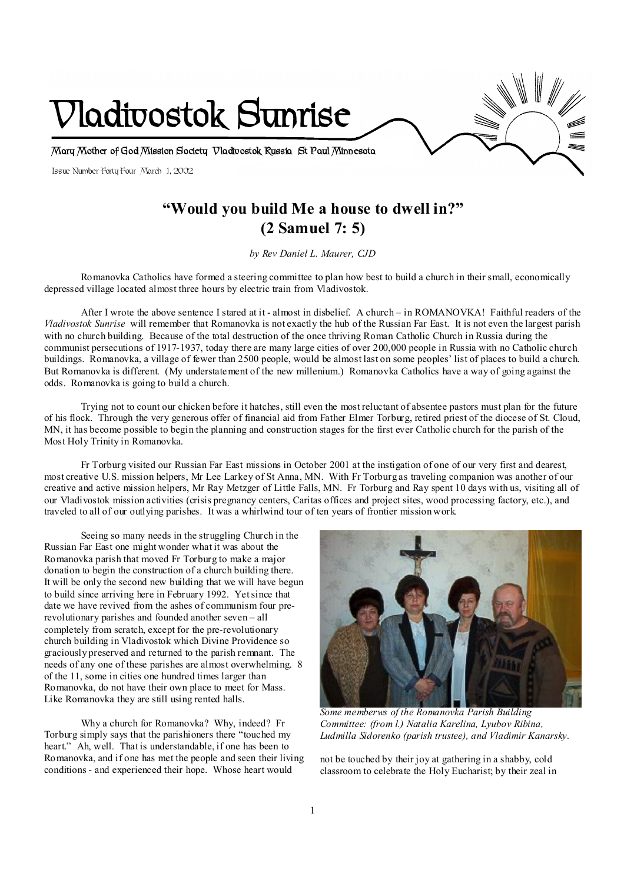# Vladivostok Sunrise

Mary Mother of God Mission Society Vladivostok Russia St Paul Minnesota

Issue Number Forty-Four March 1, 2002

## "Would you build Me a house to dwell in?" (2 Samuel 7: 5)

*by Rev Daniel L. Maurer, CJD*

Romanovka Catholics have formed a steering committee to plan how best to build a church in their small, economically depressed village located almost three hours by electric train from Vladivostok.

After I wrote the above sentence I stared at it - almost in disbelief. A church – in ROMANOVKA! Faithful readers of the *Vladivostok Sunrise* will remember that Romanovka is not exactly the hub of the Russian Far East. It is not even the largest parish with no church building. Because of the total destruction of the once thriving Roman Catholic Church in Russia during the communist persecutions of 1917-1937, today there are many large cities of over 200,000 people in Russia with no Catholic church buildings. Romanovka, a village of fewer than 2500 people, would be almost last on some peoples' list of places to build a church. But Romanovka is different. (My understatement of the new millenium.) Romanovka Catholics have a way of going against the odds. Romanovka is going to build a church.

Trying not to count our chicken before it hatches, still even the most reluctant of absentee pastors must plan for the future of his flock. Through the very generous offer of financial aid from Father Elmer Torburg, retired priest of the diocese of St. Cloud, MN, it has become possible to begin the planning and construction stages for the first ever Catholic church for the parish of the Most Holy Trinity in Romanovka.

Fr Torburg visited our Russian Far East missions in October 2001 at the instigation of one of our very first and dearest, most creative U.S. mission helpers, Mr Lee Larkey of St Anna, MN. With Fr Torburg as traveling companion was another of our creative and active mission helpers, Mr Ray Metzger of Little Falls, MN. Fr Torburg and Ray spent 10 days with us, visiting all of our Vladivostok mission activities (crisis pregnancy centers, Caritas offices and project sites, wood processing factory, etc.), and traveled to all of our outlying parishes. It was a whirlwind tour of ten years of frontier mission work.

Seeing so many needs in the struggling Church in the Russian Far East one might wonder what it was about the Romanovka parish that moved Fr Torburg to make a major donation to begin the construction of a church building there. It will be only the second new building that we will have begun to build since arriving here in February 1992. Yet since that date we have revived from the ashes of communism four pre-revolutionary parishes and founded another seven – all completely from scratch, except for the pre-revolutionary church building in Vladivostok which Divine Providence so graciously preserved and returned to the parish remnant. The needs of any one of these parishes are almost overwhelming. 8 of the 11, some in cities one hundred times larger than Romanovka, do not have their own place to meet for Mass. Like Romanovka they are still using rented halls.

*Some memberws of the Romanovka Parish Building Committee: (from l.) Natalia Karelina, Lyubov Ribina, Ludmilla Sidorenko (parish trustee), and Vladimir Kanarsky.*

Why a church for Romanovka? Why, indeed? Fr Torburg simply says that the parishioners there "touched my heart." Ah, well. That is understandable, if one has been to Romanovka, and if one has met the people and seen their living conditions - and experienced their hope. Whose heart would not be touched by their joy at gathering in a shabby, cold classroom to celebrate the Holy Eucharist; by their zeal in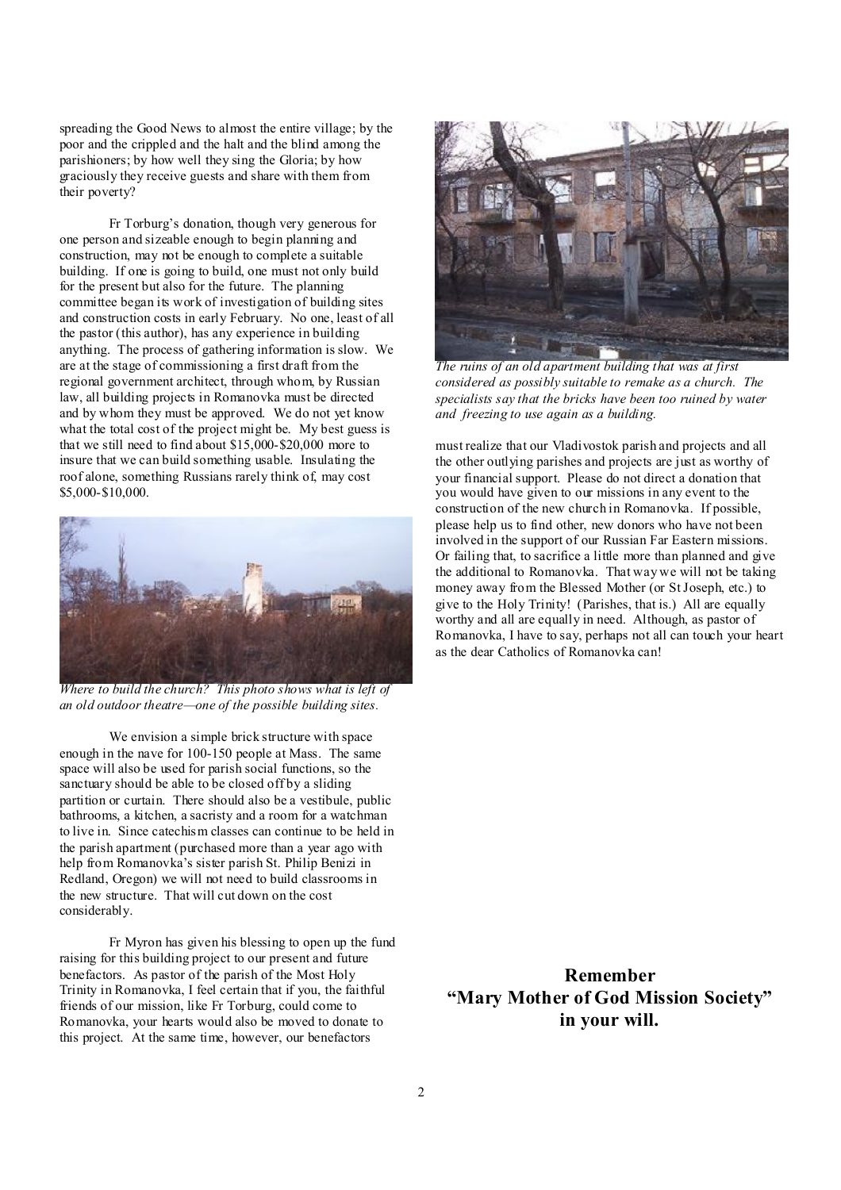spreading the Good News to almost the entire village; by the poor and the crippled and the halt and the blind among the parishioners; by how well they sing the Gloria; by how graciously they receive guests and share with them from their poverty?

Fr Torburg's donation, though very generous for one person and sizeable enough to begin planning and construction, may not be enough to complete a suitable building. If one is going to build, one must not only build for the present but also for the future. The planning committee began its work of investigation of building sites and construction costs in early February. No one, least of all the pastor (this author), has any experience in building anything. The process of gathering information is slow. We are at the stage of commissioning a first draft from the regional government architect, through whom, by Russian law, all building projects in Romanovka must be directed and by whom they must be approved. We do not yet know what the total cost of the project might be. My best guess is that we still need to find about $15,000-$20,000 more to insure that we can build something usable. Insulating the roof alone, something Russians rarely think of, may cost $5,000-$10,000.

*Where to build the church? This photo shows what is left of an old outdoor theatre—one of the possible building sites.*

We envision a simple brick structure with space enough in the nave for 100-150 people at Mass. The same space will also be used for parish social functions, so the sanctuary should be able to be closed off by a sliding partition or curtain. There should also be a vestibule, public bathrooms, a kitchen, a sacristy and a room for a watchman to live in. Since catechism classes can continue to be held in the parish apartment (purchased more than a year ago with help from Romanovka's sister parish St. Philip Benizi in Redland, Oregon) we will not need to build classrooms in the new structure. That will cut down on the cost considerably.

Fr Myron has given his blessing to open up the fund raising for this building project to our present and future benefactors. As pastor of the parish of the Most Holy Trinity in Romanovka, I feel certain that if you, the faithful friends of our mission, like Fr Torburg, could come to Romanovka, your hearts would also be moved to donate to this project. At the same time, however, our benefactors must realize that our Vladivostok parish and projects and all the other outlying parishes and projects are just as worthy of your financial support. Please do not direct a donation that you would have given to our missions in any event to the construction of the new church in Romanovka. If possible, please help us to find other, new donors who have not been involved in the support of our Russian Far Eastern missions. Or failing that, to sacrifice a little more than planned and give the additional to Romanovka. That way we will not be taking money away from the Blessed Mother (or St Joseph, etc.) to give to the Holy Trinity! (Parishes, that is.) All are equally worthy and all are equally in need. Although, as pastor of Romanovka, I have to say, perhaps not all can touch your heart as the dear Catholics of Romanovka can!

*The ruins of an old apartment building that was at first considered as possibly suitable to remake as a church. The specialists say that the bricks have been too ruined by water and freezing to use again as a building.*

**Remember**
**"Mary Mother of God Mission Society"**
**in your will.**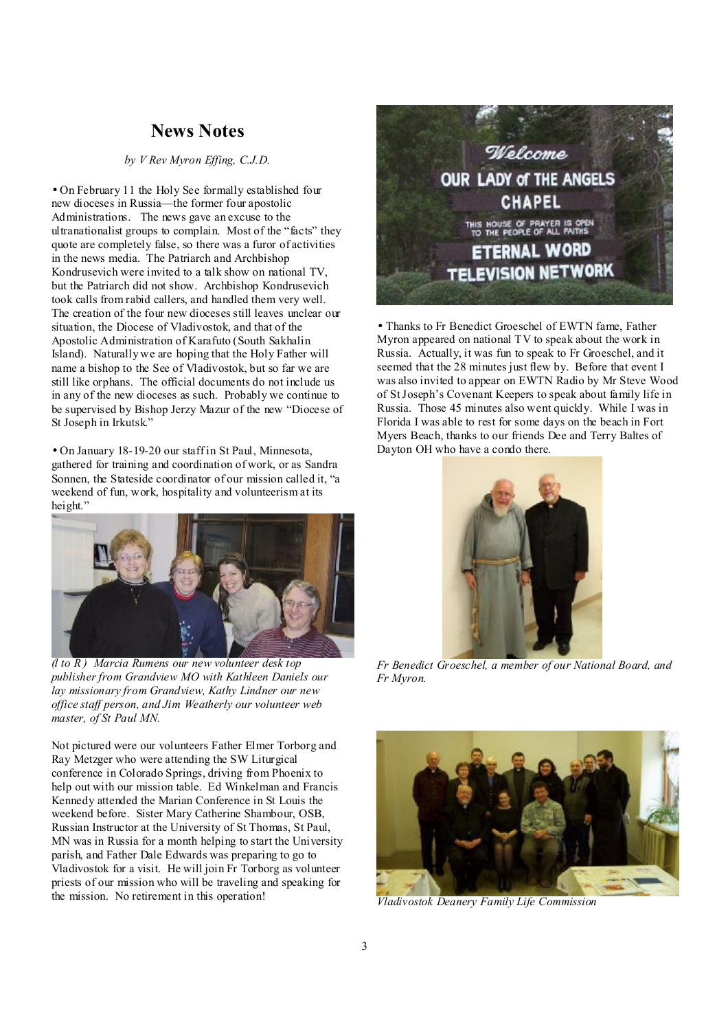# News Notes

*by V Rev Myron Effing, C.J.D.*

• On February 11 the Holy See formally established four new dioceses in Russia—the former four apostolic Administrations. The news gave an excuse to the ultranationalist groups to complain. Most of the "facts" they quote are completely false, so there was a furor of activities in the news media. The Patriarch and Archbishop Kondrusevich were invited to a talk show on national TV, but the Patriarch did not show. Archbishop Kondrusevich took calls from rabid callers, and handled them very well. The creation of the four new dioceses still leaves unclear our situation, the Diocese of Vladivostok, and that of the Apostolic Administration of Karafuto (South Sakhalin Island). Naturally we are hoping that the Holy Father will name a bishop to the See of Vladivostok, but so far we are still like orphans. The official documents do not include us in any of the new dioceses as such. Probably we continue to be supervised by Bishop Jerzy Mazur of the new "Diocese of St Joseph in Irkutsk."

• On January 18-19-20 our staff in St Paul, Minnesota, gathered for training and coordination of work, or as Sandra Sonnen, the Stateside coordinator of our mission called it, "a weekend of fun, work, hospitality and volunteerism at its height."

*(l to R) Marcia Rumens our new volunteer desk top publisher from Grandview MO with Kathleen Daniels our lay missionary from Grandview, Kathy Lindner our new office staff person, and Jim Weatherly our volunteer web master, of St Paul MN.*

Not pictured were our volunteers Father Elmer Torborg and Ray Metzger who were attending the SW Liturgical conference in Colorado Springs, driving from Phoenix to help out with our mission table. Ed Winkelman and Francis Kennedy attended the Marian Conference in St Louis the weekend before. Sister Mary Catherine Shambour, OSB, Russian Instructor at the University of St Thomas, St Paul, MN was in Russia for a month helping to start the University parish, and Father Dale Edwards was preparing to go to Vladivostok for a visit. He will join Fr Torborg as volunteer priests of our mission who will be traveling and speaking for the mission. No retirement in this operation!

• Thanks to Fr Benedict Groeschel of EWTN fame, Father Myron appeared on national TV to speak about the work in Russia. Actually, it was fun to speak to Fr Groeschel, and it seemed that the 28 minutes just flew by. Before that event I was also invited to appear on EWTN Radio by Mr Steve Wood of St Joseph's Covenant Keepers to speak about family life in Russia. Those 45 minutes also went quickly. While I was in Florida I was able to rest for some days on the beach in Fort Myers Beach, thanks to our friends Dee and Terry Baltes of Dayton OH who have a condo there.

*Fr Benedict Groeschel, a member of our National Board, and Fr Myron.*

*Vladivostok Deanery Family Life Commission*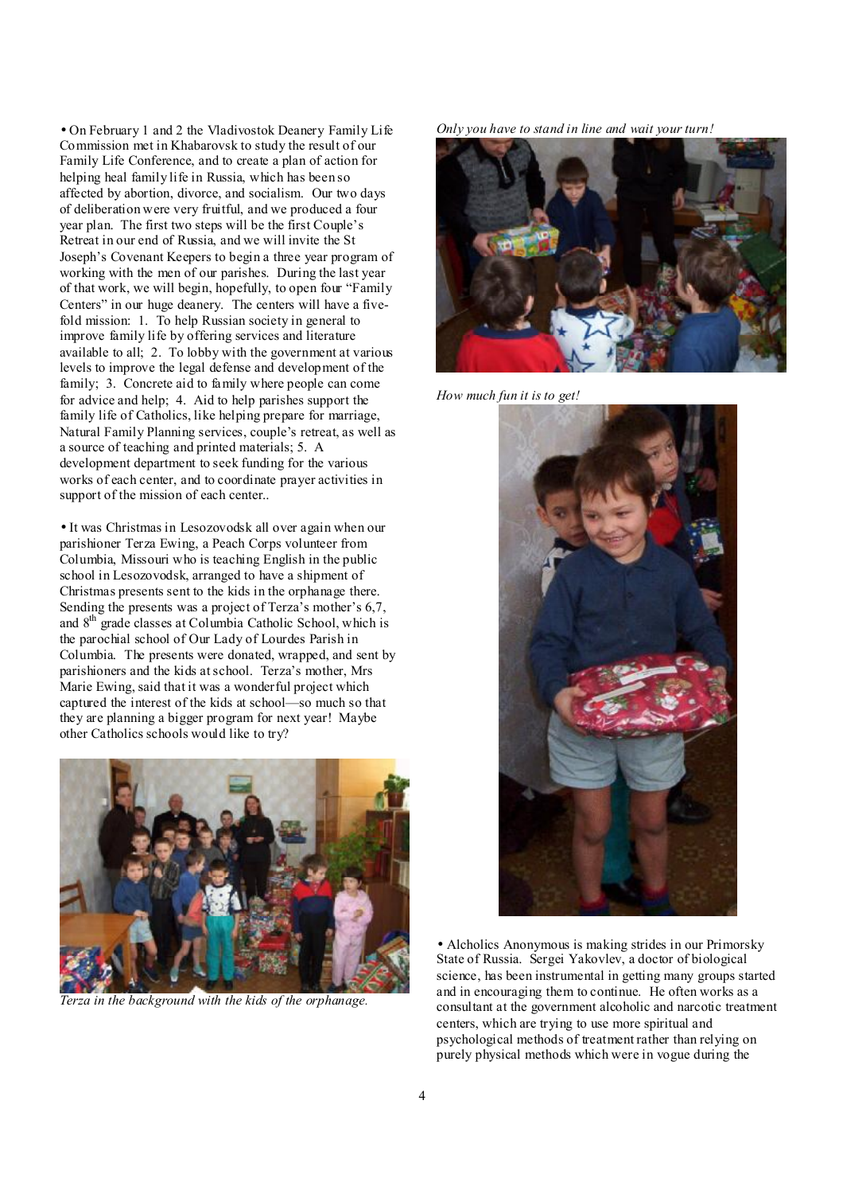• On February 1 and 2 the Vladivostok Deanery Family Life Commission met in Khabarovsk to study the result of our Family Life Conference, and to create a plan of action for helping heal family life in Russia, which has been so affected by abortion, divorce, and socialism. Our two days of deliberation were very fruitful, and we produced a four year plan. The first two steps will be the first Couple's Retreat in our end of Russia, and we will invite the St Joseph's Covenant Keepers to begin a three year program of working with the men of our parishes. During the last year of that work, we will begin, hopefully, to open four "Family Centers" in our huge deanery. The centers will have a five-fold mission: 1. To help Russian society in general to improve family life by offering services and literature available to all; 2. To lobby with the government at various levels to improve the legal defense and development of the family; 3. Concrete aid to family where people can come for advice and help; 4. Aid to help parishes support the family life of Catholics, like helping prepare for marriage, Natural Family Planning services, couple's retreat, as well as a source of teaching and printed materials; 5. A development department to seek funding for the various works of each center, and to coordinate prayer activities in support of the mission of each center..

• It was Christmas in Lesozovodsk all over again when our parishioner Terza Ewing, a Peach Corps volunteer from Columbia, Missouri who is teaching English in the public school in Lesozovodsk, arranged to have a shipment of Christmas presents sent to the kids in the orphanage there. Sending the presents was a project of Terza's mother's 6,7, and 8th grade classes at Columbia Catholic School, which is the parochial school of Our Lady of Lourdes Parish in Columbia. The presents were donated, wrapped, and sent by parishioners and the kids at school. Terza's mother, Mrs Marie Ewing, said that it was a wonderful project which captured the interest of the kids at school—so much so that they are planning a bigger program for next year! Maybe other Catholics schools would like to try?

*Terza in the background with the kids of the orphanage.*

*Only you have to stand in line and wait your turn!*

*How much fun it is to get!*

• Alcholics Anonymous is making strides in our Primorsky State of Russia. Sergei Yakovlev, a doctor of biological science, has been instrumental in getting many groups started and in encouraging them to continue. He often works as a consultant at the government alcoholic and narcotic treatment centers, which are trying to use more spiritual and psychological methods of treatment rather than relying on purely physical methods which were in vogue during the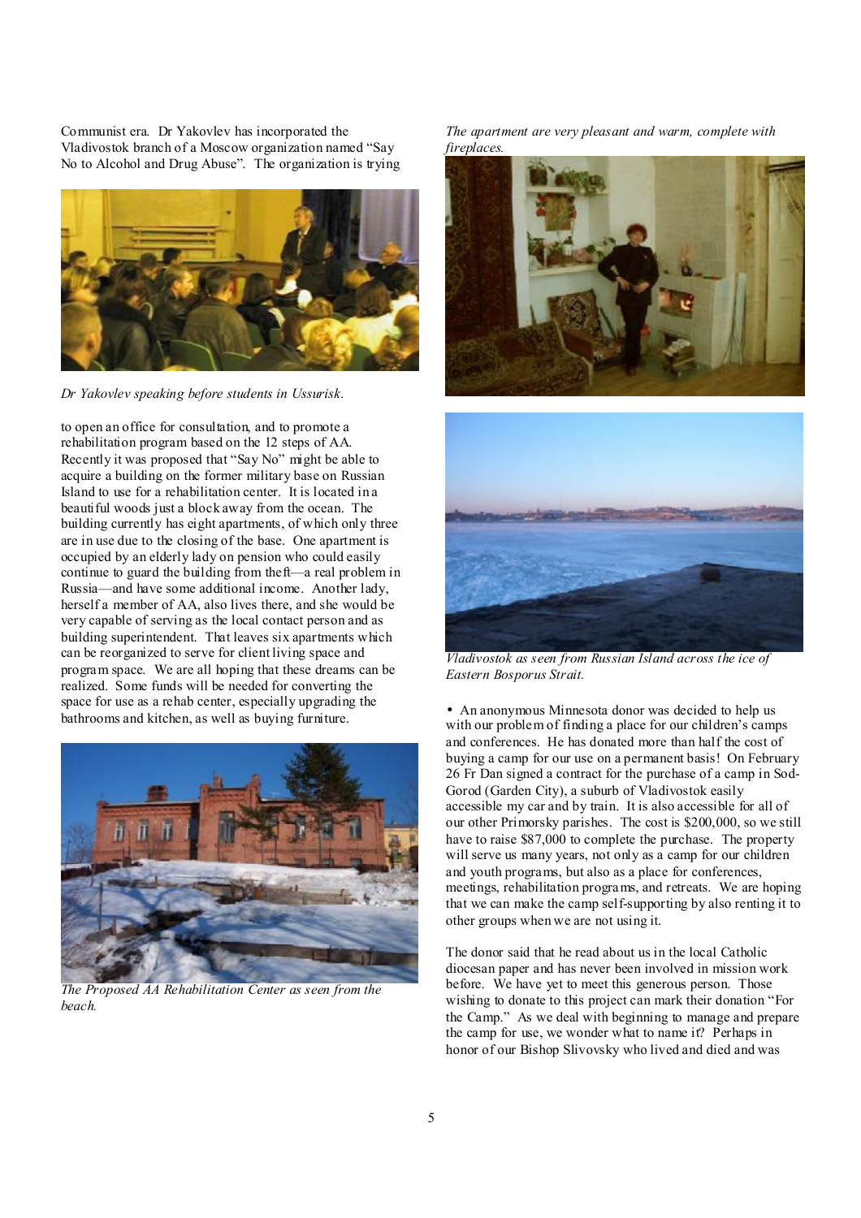Communist era. Dr Yakovlev has incorporated the Vladivostok branch of a Moscow organization named "Say No to Alcohol and Drug Abuse". The organization is trying

*Dr Yakovlev speaking before students in Ussurisk.*

to open an office for consultation, and to promote a rehabilitation program based on the 12 steps of AA. Recently it was proposed that "Say No" might be able to acquire a building on the former military base on Russian Island to use for a rehabilitation center. It is located in a beautiful woods just a block away from the ocean. The building currently has eight apartments, of which only three are in use due to the closing of the base. One apartment is occupied by an elderly lady on pension who could easily continue to guard the building from theft—a real problem in Russia—and have some additional income. Another lady, herself a member of AA, also lives there, and she would be very capable of serving as the local contact person and as building superintendent. That leaves six apartments which can be reorganized to serve for client living space and program space. We are all hoping that these dreams can be realized. Some funds will be needed for converting the space for use as a rehab center, especially upgrading the bathrooms and kitchen, as well as buying furniture.

*The Proposed AA Rehabilitation Center as seen from the beach.*

*The apartment are very pleasant and warm, complete with fireplaces.*

*Vladivostok as seen from Russian Island across the ice of Eastern Bosporus Strait.*

• An anonymous Minnesota donor was decided to help us with our problem of finding a place for our children's camps and conferences. He has donated more than half the cost of buying a camp for our use on a permanent basis! On February 26 Fr Dan signed a contract for the purchase of a camp in Sod-Gorod (Garden City), a suburb of Vladivostok easily accessible my car and by train. It is also accessible for all of our other Primorsky parishes. The cost is $200,000, so we still have to raise $87,000 to complete the purchase. The property will serve us many years, not only as a camp for our children and youth programs, but also as a place for conferences, meetings, rehabilitation programs, and retreats. We are hoping that we can make the camp self-supporting by also renting it to other groups when we are not using it.

The donor said that he read about us in the local Catholic diocesan paper and has never been involved in mission work before. We have yet to meet this generous person. Those wishing to donate to this project can mark their donation "For the Camp." As we deal with beginning to manage and prepare the camp for use, we wonder what to name it? Perhaps in honor of our Bishop Slivovsky who lived and died and was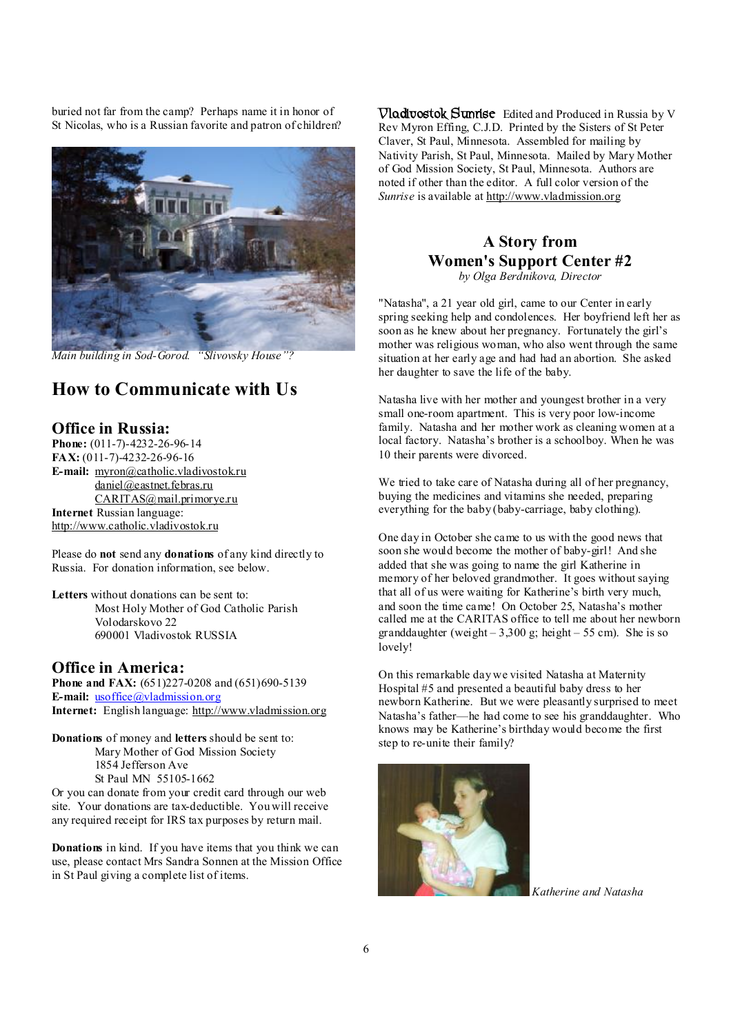buried not far from the camp? Perhaps name it in honor of St Nicolas, who is a Russian favorite and patron of children?

*Main building in Sod-Gorod. "Slivovsky House"?*

## How to Communicate with Us

### Office in Russia:

**Phone:** (011-7)-4232-26-96-14
**FAX:** (011-7)-4232-26-96-16
**E-mail:** myron@catholic.vladivostok.ru
daniel@eastnet.febras.ru
CARITAS@mail.primorye.ru
**Internet** Russian language:
http://www.catholic.vladivostok.ru

Please do **not** send any **donations** of any kind directly to Russia. For donation information, see below.

**Letters** without donations can be sent to:
Most Holy Mother of God Catholic Parish
Volodarskovo 22
690001 Vladivostok RUSSIA

### Office in America:

**Phone and FAX:** (651)227-0208 and (651)690-5139
**E-mail:** usoffice@vladmission.org
**Internet:** English language: http://www.vladmission.org

**Donations** of money and **letters** should be sent to:
Mary Mother of God Mission Society
1854 Jefferson Ave
St Paul MN 55105-1662
Or you can donate from your credit card through our web site. Your donations are tax-deductible. You will receive any required receipt for IRS tax purposes by return mail.

**Donations** in kind. If you have items that you think we can use, please contact Mrs Sandra Sonnen at the Mission Office in St Paul giving a complete list of items.

**Vladivostok Sunrise** Edited and Produced in Russia by V Rev Myron Effing, C.J.D. Printed by the Sisters of St Peter Claver, St Paul, Minnesota. Assembled for mailing by Nativity Parish, St Paul, Minnesota. Mailed by Mary Mother of God Mission Society, St Paul, Minnesota. Authors are noted if other than the editor. A full color version of the *Sunrise* is available at http://www.vladmission.org

## A Story from Women's Support Center #2

*by Olga Berdnikova, Director*

"Natasha", a 21 year old girl, came to our Center in early spring seeking help and condolences. Her boyfriend left her as soon as he knew about her pregnancy. Fortunately the girl's mother was religious woman, who also went through the same situation at her early age and had had an abortion. She asked her daughter to save the life of the baby.

Natasha live with her mother and youngest brother in a very small one-room apartment. This is very poor low-income family. Natasha and her mother work as cleaning women at a local factory. Natasha's brother is a schoolboy. When he was 10 their parents were divorced.

We tried to take care of Natasha during all of her pregnancy, buying the medicines and vitamins she needed, preparing everything for the baby (baby-carriage, baby clothing).

One day in October she came to us with the good news that soon she would become the mother of baby-girl! And she added that she was going to name the girl Katherine in memory of her beloved grandmother. It goes without saying that all of us were waiting for Katherine's birth very much, and soon the time came! On October 25, Natasha's mother called me at the CARITAS office to tell me about her newborn granddaughter (weight – 3,300 g; height – 55 cm). She is so lovely!

On this remarkable day we visited Natasha at Maternity Hospital #5 and presented a beautiful baby dress to her newborn Katherine. But we were pleasantly surprised to meet Natasha's father—he had come to see his granddaughter. Who knows may be Katherine's birthday would become the first step to re-unite their family?

*Katherine and Natasha*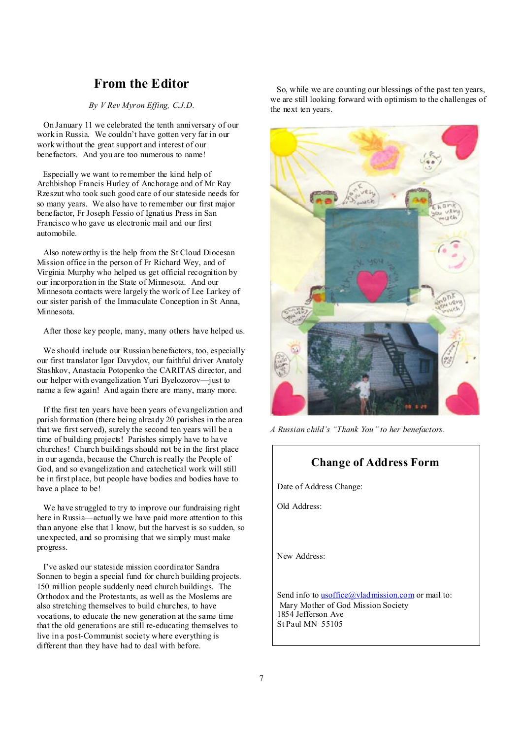## From the Editor

*By V Rev Myron Effing, C.J.D.*

On January 11 we celebrated the tenth anniversary of our work in Russia. We couldn't have gotten very far in our work without the great support and interest of our benefactors. And you are too numerous to name!

Especially we want to remember the kind help of Archbishop Francis Hurley of Anchorage and of Mr Ray Rzeszut who took such good care of our stateside needs for so many years. We also have to remember our first major benefactor, Fr Joseph Fessio of Ignatius Press in San Francisco who gave us electronic mail and our first automobile.

Also noteworthy is the help from the St Cloud Diocesan Mission office in the person of Fr Richard Wey, and of Virginia Murphy who helped us get official recognition by our incorporation in the State of Minnesota. And our Minnesota contacts were largely the work of Lee Larkey of our sister parish of the Immaculate Conception in St Anna, Minnesota.

After those key people, many, many others have helped us.

We should include our Russian benefactors, too, especially our first translator Igor Davydov, our faithful driver Anatoly Stashkov, Anastacia Potopenko the CARITAS director, and our helper with evangelization Yuri Byelozorov—just to name a few again! And again there are many, many more.

If the first ten years have been years of evangelization and parish formation (there being already 20 parishes in the area that we first served), surely the second ten years will be a time of building projects! Parishes simply have to have churches! Church buildings should not be in the first place in our agenda, because the Church is really the People of God, and so evangelization and catechetical work will still be in first place, but people have bodies and bodies have to have a place to be!

We have struggled to try to improve our fundraising right here in Russia—actually we have paid more attention to this than anyone else that I know, but the harvest is so sudden, so unexpected, and so promising that we simply must make progress.

I've asked our stateside mission coordinator Sandra Sonnen to begin a special fund for church building projects. 150 million people suddenly need church buildings. The Orthodox and the Protestants, as well as the Moslems are also stretching themselves to build churches, to have vocations, to educate the new generation at the same time that the old generations are still re-educating themselves to live in a post-Communist society where everything is different than they have had to deal with before.

So, while we are counting our blessings of the past ten years, we are still looking forward with optimism to the challenges of the next ten years.

*A Russian child's "Thank You" to her benefactors.*

### Change of Address Form

Date of Address Change:

Old Address:

New Address:

Send info to usoffice@vladmission.com or mail to:
Mary Mother of God Mission Society
1854 Jefferson Ave
St Paul MN 55105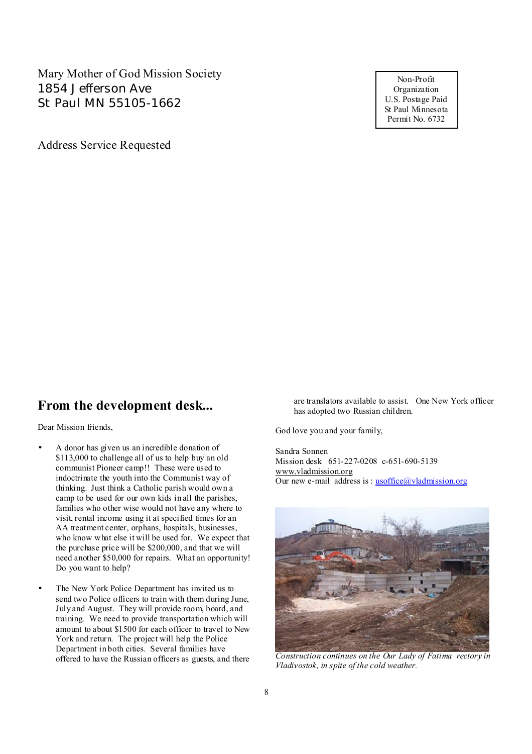Mary Mother of God Mission Society
1854 Jefferson Ave
St Paul MN 55105-1662

Non-Profit
Organization
U.S. Postage Paid
St Paul Minnesota
Permit No. 6732

Address Service Requested

## From the development desk...

Dear Mission friends,

- A donor has given us an incredible donation of $113,000 to challenge all of us to help buy an old communist Pioneer camp!! These were used to indoctrinate the youth into the Communist way of thinking. Just think a Catholic parish would own a camp to be used for our own kids in all the parishes, families who other wise would not have any where to visit, rental income using it at specified times for an AA treatment center, orphans, hospitals, businesses, who know what else it will be used for. We expect that the purchase price will be $200,000, and that we will need another $50,000 for repairs. What an opportunity! Do you want to help?

- The New York Police Department has invited us to send two Police officers to train with them during June, July and August. They will provide room, board, and training. We need to provide transportation which will amount to about $1500 for each officer to travel to New York and return. The project will help the Police Department in both cities. Several families have offered to have the Russian officers as guests, and there are translators available to assist. One New York officer has adopted two Russian children.

God love you and your family,

Sandra Sonnen
Mission desk 651-227-0208 c-651-690-5139
www.vladmission.org
Our new e-mail address is : usoffice@vladmission.org

*Construction continues on the Our Lady of Fatima rectory in Vladivostok, in spite of the cold weather.*